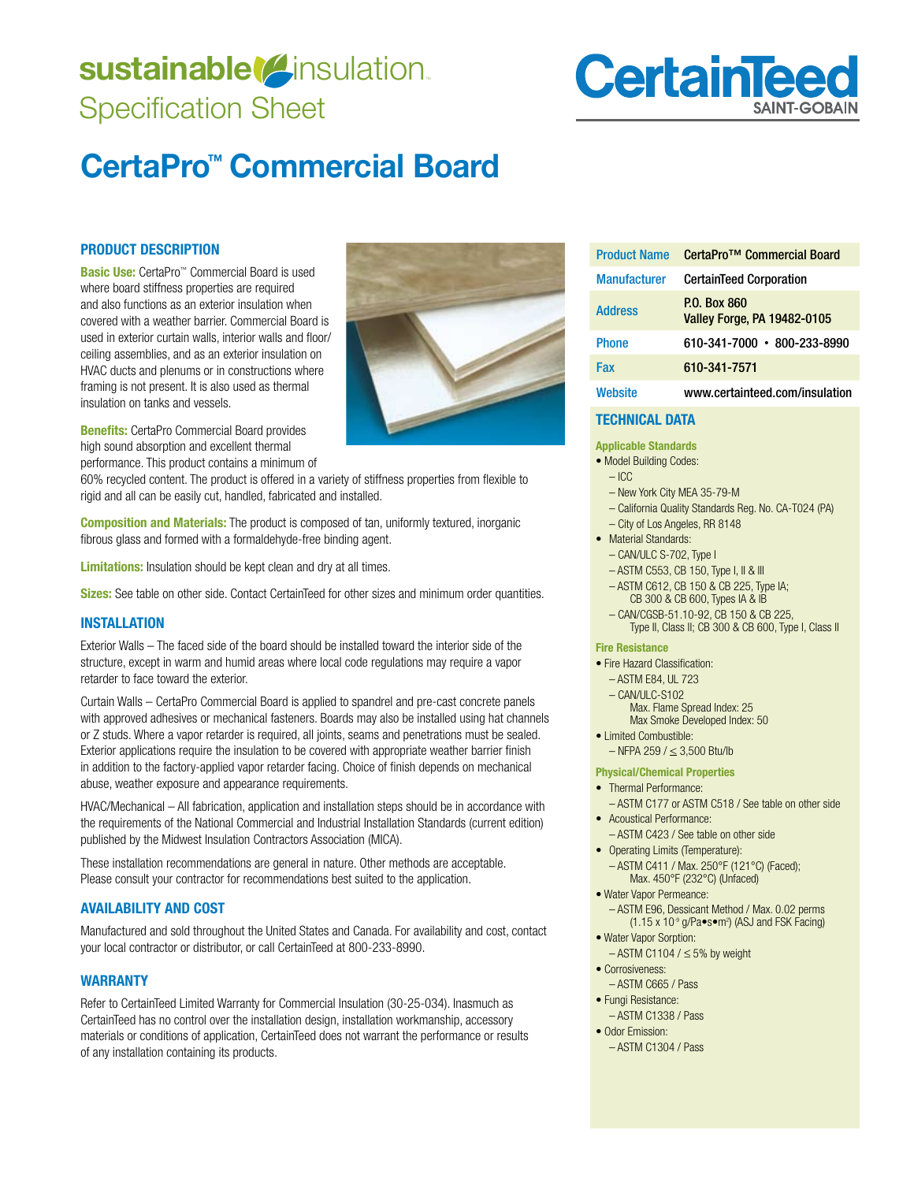# sustainable insulation Specification Sheet

CertainTeed SAINT-GOBAIN

# CertaPro™ Commercial Board

## PRODUCT DESCRIPTION

**Basic Use:** CertaPro™ Commercial Board is used where board stiffness properties are required and also functions as an exterior insulation when covered with a weather barrier. Commercial Board is used in exterior curtain walls, interior walls and floor/ceiling assemblies, and as an exterior insulation on HVAC ducts and plenums or in constructions where framing is not present. It is also used as thermal insulation on tanks and vessels.

**Benefits:** CertaPro Commercial Board provides high sound absorption and excellent thermal performance. This product contains a minimum of 60% recycled content. The product is offered in a variety of stiffness properties from flexible to rigid and all can be easily cut, handled, fabricated and installed.

**Composition and Materials:** The product is composed of tan, uniformly textured, inorganic fibrous glass and formed with a formaldehyde-free binding agent.

**Limitations:** Insulation should be kept clean and dry at all times.

**Sizes:** See table on other side. Contact CertainTeed for other sizes and minimum order quantities.

## INSTALLATION

Exterior Walls – The faced side of the board should be installed toward the interior side of the structure, except in warm and humid areas where local code regulations may require a vapor retarder to face toward the exterior.

Curtain Walls – CertaPro Commercial Board is applied to spandrel and pre-cast concrete panels with approved adhesives or mechanical fasteners. Boards may also be installed using hat channels or Z studs. Where a vapor retarder is required, all joints, seams and penetrations must be sealed. Exterior applications require the insulation to be covered with appropriate weather barrier finish in addition to the factory-applied vapor retarder facing. Choice of finish depends on mechanical abuse, weather exposure and appearance requirements.

HVAC/Mechanical – All fabrication, application and installation steps should be in accordance with the requirements of the National Commercial and Industrial Installation Standards (current edition) published by the Midwest Insulation Contractors Association (MICA).

These installation recommendations are general in nature. Other methods are acceptable. Please consult your contractor for recommendations best suited to the application.

## AVAILABILITY AND COST

Manufactured and sold throughout the United States and Canada. For availability and cost, contact your local contractor or distributor, or call CertainTeed at 800-233-8990.

## WARRANTY

Refer to CertainTeed Limited Warranty for Commercial Insulation (30-25-034). Inasmuch as CertainTeed has no control over the installation design, installation workmanship, accessory materials or conditions of application, CertainTeed does not warrant the performance or results of any installation containing its products.

| | |
|---|---|
| Product Name | CertaPro™ Commercial Board |
| Manufacturer | CertainTeed Corporation |
| Address | P.O. Box 860<br>Valley Forge, PA 19482-0105 |
| Phone | 610-341-7000 • 800-233-8990 |
| Fax | 610-341-7571 |
| Website | www.certainteed.com/insulation |

## TECHNICAL DATA

### Applicable Standards

- Model Building Codes:
  - ICC
  - New York City MEA 35-79-M
  - California Quality Standards Reg. No. CA-T024 (PA)
  - City of Los Angeles, RR 8148
- Material Standards:
  - CAN/ULC S-702, Type I
  - ASTM C553, CB 150, Type I, II & III
  - ASTM C612, CB 150 & CB 225, Type IA; CB 300 & CB 600, Types IA & IB
  - CAN/CGSB-51.10-92, CB 150 & CB 225, Type II, Class II; CB 300 & CB 600, Type I, Class II

### Fire Resistance

- Fire Hazard Classification:
  - ASTM E84, UL 723
  - CAN/ULC-S102
    Max. Flame Spread Index: 25
    Max Smoke Developed Index: 50
- Limited Combustible:
  - NFPA 259 / ≤ 3,500 Btu/lb

### Physical/Chemical Properties

- Thermal Performance:
  - ASTM C177 or ASTM C518 / See table on other side
- Acoustical Performance:
  - ASTM C423 / See table on other side
- Operating Limits (Temperature):
  - ASTM C411 / Max. 250°F (121°C) (Faced); Max. 450°F (232°C) (Unfaced)
- Water Vapor Permeance:
  - ASTM E96, Dessicant Method / Max. 0.02 perms ($1.15 \times 10^{-9}$ g/Pa•s•m²) (ASJ and FSK Facing)
- Water Vapor Sorption:
  - ASTM C1104 / ≤ 5% by weight
- Corrosiveness:
  - ASTM C665 / Pass
- Fungi Resistance:
  - ASTM C1338 / Pass
- Odor Emission:
  - ASTM C1304 / Pass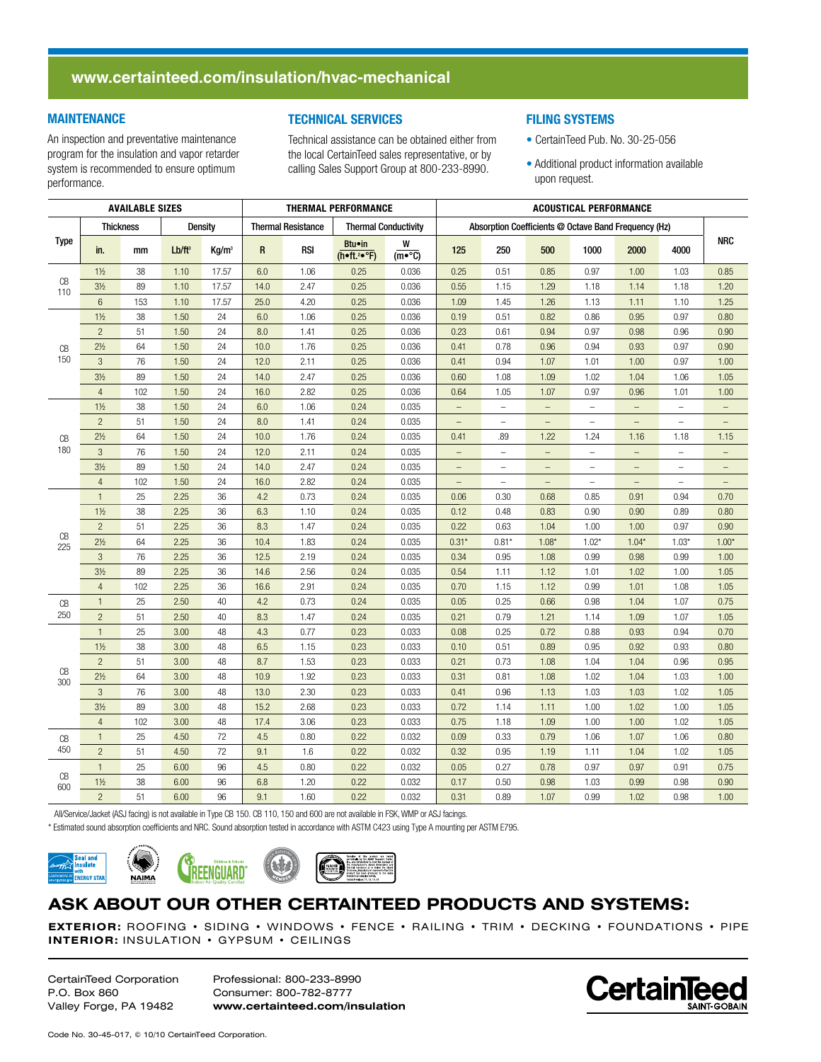www.certainteed.com/insulation/hvac-mechanical

## MAINTENANCE

An inspection and preventative maintenance program for the insulation and vapor retarder system is recommended to ensure optimum performance.

## TECHNICAL SERVICES

Technical assistance can be obtained either from the local CertainTeed sales representative, or by calling Sales Support Group at 800-233-8990.

## FILING SYSTEMS

- CertainTeed Pub. No. 30-25-056
- Additional product information available upon request.

| Type | AVAILABLE SIZES | | | | THERMAL PERFORMANCE | | | | ACOUSTICAL PERFORMANCE | | | | | | |
|---|---|---|---|---|---|---|---|---|---|---|---|---|---|---|---|
| | Thickness | | Density | | Thermal Resistance | | Thermal Conductivity | | Absorption Coefficients @ Octave Band Frequency (Hz) | | | | | | NRC |
| | in. | mm | Lb/ft³ | Kg/m³ | R | RSI | Btu•in (h•ft.²•°F) | W (m•°C) | 125 | 250 | 500 | 1000 | 2000 | 4000 | |
| CB 110 | 1½ | 38 | 1.10 | 17.57 | 6.0 | 1.06 | 0.25 | 0.036 | 0.25 | 0.51 | 0.85 | 0.97 | 1.00 | 1.03 | 0.85 |
| | 3½ | 89 | 1.10 | 17.57 | 14.0 | 2.47 | 0.25 | 0.036 | 0.55 | 1.15 | 1.29 | 1.18 | 1.14 | 1.18 | 1.20 |
| | 6 | 153 | 1.10 | 17.57 | 25.0 | 4.20 | 0.25 | 0.036 | 1.09 | 1.45 | 1.26 | 1.13 | 1.11 | 1.10 | 1.25 |
| CB 150 | 1½ | 38 | 1.50 | 24 | 6.0 | 1.06 | 0.25 | 0.036 | 0.19 | 0.51 | 0.82 | 0.86 | 0.95 | 0.97 | 0.80 |
| | 2 | 51 | 1.50 | 24 | 8.0 | 1.41 | 0.25 | 0.036 | 0.23 | 0.61 | 0.94 | 0.97 | 0.98 | 0.96 | 0.90 |
| | 2½ | 64 | 1.50 | 24 | 10.0 | 1.76 | 0.25 | 0.036 | 0.41 | 0.78 | 0.96 | 0.94 | 0.93 | 0.97 | 0.90 |
| | 3 | 76 | 1.50 | 24 | 12.0 | 2.11 | 0.25 | 0.036 | 0.41 | 0.94 | 1.07 | 1.01 | 1.00 | 0.97 | 1.00 |
| | 3½ | 89 | 1.50 | 24 | 14.0 | 2.47 | 0.25 | 0.036 | 0.60 | 1.08 | 1.09 | 1.02 | 1.04 | 1.06 | 1.05 |
| | 4 | 102 | 1.50 | 24 | 16.0 | 2.82 | 0.25 | 0.036 | 0.64 | 1.05 | 1.07 | 0.97 | 0.96 | 1.01 | 1.00 |
| CB 180 | 1½ | 38 | 1.50 | 24 | 6.0 | 1.06 | 0.24 | 0.035 | – | – | – | – | – | – | – |
| | 2 | 51 | 1.50 | 24 | 8.0 | 1.41 | 0.24 | 0.035 | – | – | – | – | – | – | – |
| | 2½ | 64 | 1.50 | 24 | 10.0 | 1.76 | 0.24 | 0.035 | 0.41 | .89 | 1.22 | 1.24 | 1.16 | 1.18 | 1.15 |
| | 3 | 76 | 1.50 | 24 | 12.0 | 2.11 | 0.24 | 0.035 | – | – | – | – | – | – | – |
| | 3½ | 89 | 1.50 | 24 | 14.0 | 2.47 | 0.24 | 0.035 | – | – | – | – | – | – | – |
| | 4 | 102 | 1.50 | 24 | 16.0 | 2.82 | 0.24 | 0.035 | – | – | – | – | – | – | – |
| CB 225 | 1 | 25 | 2.25 | 36 | 4.2 | 0.73 | 0.24 | 0.035 | 0.06 | 0.30 | 0.68 | 0.85 | 0.91 | 0.94 | 0.70 |
| | 1½ | 38 | 2.25 | 36 | 6.3 | 1.10 | 0.24 | 0.035 | 0.12 | 0.48 | 0.83 | 0.90 | 0.90 | 0.89 | 0.80 |
| | 2 | 51 | 2.25 | 36 | 8.3 | 1.47 | 0.24 | 0.035 | 0.22 | 0.63 | 1.04 | 1.00 | 1.00 | 0.97 | 0.90 |
| | 2½ | 64 | 2.25 | 36 | 10.4 | 1.83 | 0.24 | 0.035 | 0.31* | 0.81* | 1.08* | 1.02* | 1.04* | 1.03* | 1.00* |
| | 3 | 76 | 2.25 | 36 | 12.5 | 2.19 | 0.24 | 0.035 | 0.34 | 0.95 | 1.08 | 0.99 | 0.98 | 0.99 | 1.00 |
| | 3½ | 89 | 2.25 | 36 | 14.6 | 2.56 | 0.24 | 0.035 | 0.54 | 1.11 | 1.12 | 1.01 | 1.02 | 1.00 | 1.05 |
| | 4 | 102 | 2.25 | 36 | 16.6 | 2.91 | 0.24 | 0.035 | 0.70 | 1.15 | 1.12 | 0.99 | 1.01 | 1.08 | 1.05 |
| CB 250 | 1 | 25 | 2.50 | 40 | 4.2 | 0.73 | 0.24 | 0.035 | 0.05 | 0.25 | 0.66 | 0.98 | 1.04 | 1.07 | 0.75 |
| | 2 | 51 | 2.50 | 40 | 8.3 | 1.47 | 0.24 | 0.035 | 0.21 | 0.79 | 1.21 | 1.14 | 1.09 | 1.07 | 1.05 |
| CB 300 | 1 | 25 | 3.00 | 48 | 4.3 | 0.77 | 0.23 | 0.033 | 0.08 | 0.25 | 0.72 | 0.88 | 0.93 | 0.94 | 0.70 |
| | 1½ | 38 | 3.00 | 48 | 6.5 | 1.15 | 0.23 | 0.033 | 0.10 | 0.51 | 0.89 | 0.95 | 0.92 | 0.93 | 0.80 |
| | 2 | 51 | 3.00 | 48 | 8.7 | 1.53 | 0.23 | 0.033 | 0.21 | 0.73 | 1.08 | 1.04 | 1.04 | 0.96 | 0.95 |
| | 2½ | 64 | 3.00 | 48 | 10.9 | 1.92 | 0.23 | 0.033 | 0.31 | 0.81 | 1.08 | 1.02 | 1.04 | 1.03 | 1.00 |
| | 3 | 76 | 3.00 | 48 | 13.0 | 2.30 | 0.23 | 0.033 | 0.41 | 0.96 | 1.13 | 1.03 | 1.03 | 1.02 | 1.05 |
| | 3½ | 89 | 3.00 | 48 | 15.2 | 2.68 | 0.23 | 0.033 | 0.72 | 1.14 | 1.11 | 1.00 | 1.02 | 1.00 | 1.05 |
| | 4 | 102 | 3.00 | 48 | 17.4 | 3.06 | 0.23 | 0.033 | 0.75 | 1.18 | 1.09 | 1.00 | 1.00 | 1.02 | 1.05 |
| CB 450 | 1 | 25 | 4.50 | 72 | 4.5 | 0.80 | 0.22 | 0.032 | 0.09 | 0.33 | 0.79 | 1.06 | 1.07 | 1.06 | 0.80 |
| | 2 | 51 | 4.50 | 72 | 9.1 | 1.6 | 0.22 | 0.032 | 0.32 | 0.95 | 1.19 | 1.11 | 1.04 | 1.02 | 1.05 |
| CB 600 | 1 | 25 | 6.00 | 96 | 4.5 | 0.80 | 0.22 | 0.032 | 0.05 | 0.27 | 0.78 | 0.97 | 0.97 | 0.91 | 0.75 |
| | 1½ | 38 | 6.00 | 96 | 6.8 | 1.20 | 0.22 | 0.032 | 0.17 | 0.50 | 0.98 | 1.03 | 0.99 | 0.98 | 0.90 |
| | 2 | 51 | 6.00 | 96 | 9.1 | 1.60 | 0.22 | 0.032 | 0.31 | 0.89 | 1.07 | 0.99 | 1.02 | 0.98 | 1.00 |

All/Service/Jacket (ASJ facing) is not available in Type CB 150. CB 110, 150 and 600 are not available in FSK, WMP or ASJ facings.

\* Estimated sound absorption coefficients and NRC. Sound absorption tested in accordance with ASTM C423 using Type A mounting per ASTM E795.

## ASK ABOUT OUR OTHER CERTAINTEED PRODUCTS AND SYSTEMS:

**EXTERIOR:** ROOFING • SIDING • WINDOWS • FENCE • RAILING • TRIM • DECKING • FOUNDATIONS • PIPE
**INTERIOR:** INSULATION • GYPSUM • CEILINGS

CertainTeed Corporation
P.O. Box 860
Valley Forge, PA 19482

Professional: 800-233-8990
Consumer: 800-782-8777
**www.certainteed.com/insulation**

CertainTeed SAINT-GOBAIN

Code No. 30-45-017, © 10/10 CertainTeed Corporation.